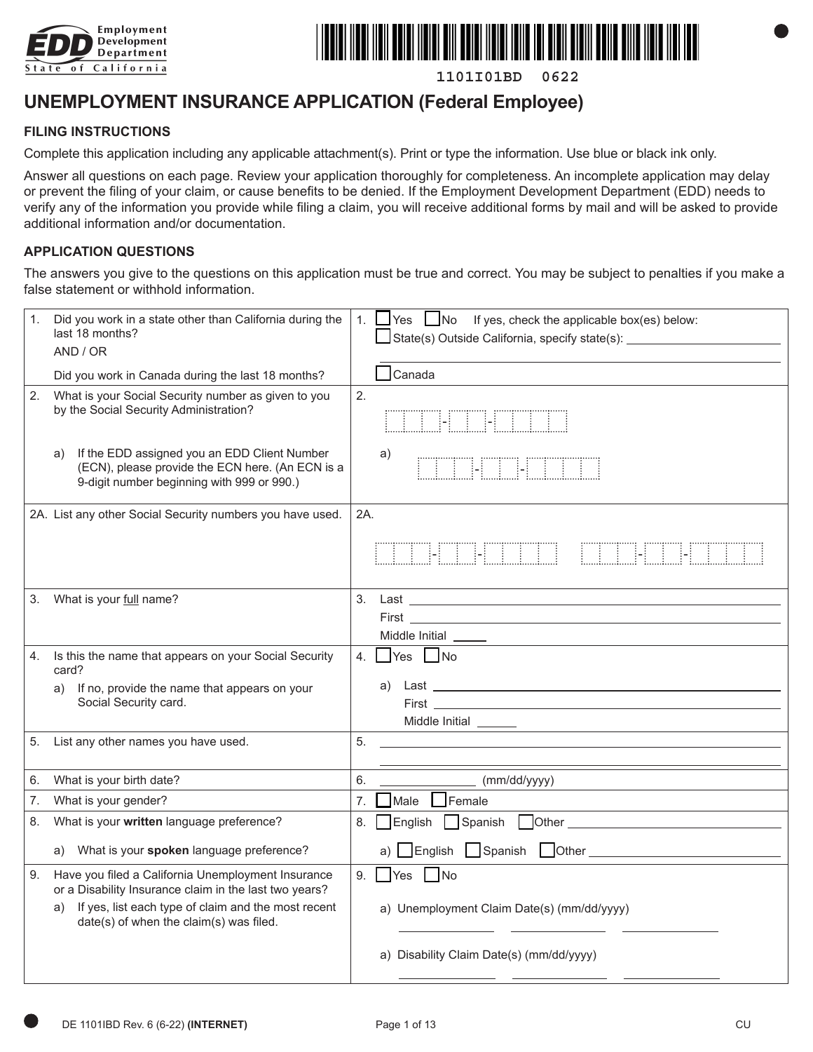Employment Development Department
State of California

1101I01BD 0622

# UNEMPLOYMENT INSURANCE APPLICATION (Federal Employee)

## FILING INSTRUCTIONS

Complete this application including any applicable attachment(s). Print or type the information. Use blue or black ink only.

Answer all questions on each page. Review your application thoroughly for completeness. An incomplete application may delay or prevent the filing of your claim, or cause benefits to be denied. If the Employment Development Department (EDD) needs to verify any of the information you provide while filing a claim, you will receive additional forms by mail and will be asked to provide additional information and/or documentation.

## APPLICATION QUESTIONS

The answers you give to the questions on this application must be true and correct. You may be subject to penalties if you make a false statement or withhold information.

| Question | Answer |
|---|---|
| 1. Did you work in a state other than California during the last 18 months? AND / OR Did you work in Canada during the last 18 months? | 1. ☐ Yes ☐ No If yes, check the applicable box(es) below: ☐ State(s) Outside California, specify state(s): ______ ☐ Canada |
| 2. What is your Social Security number as given to you by the Social Security Administration? | 2. ___-__-____ |
| a) If the EDD assigned you an EDD Client Number (ECN), please provide the ECN here. (An ECN is a 9-digit number beginning with 999 or 990.) | a) ___-__-____ |
| 2A. List any other Social Security numbers you have used. | 2A. ___-__-____ ___-__-____ |
| 3. What is your full name? | 3. Last ______ First ______ Middle Initial ___ |
| 4. Is this the name that appears on your Social Security card? a) If no, provide the name that appears on your Social Security card. | 4. ☐ Yes ☐ No a) Last ______ First ______ Middle Initial ___ |
| 5. List any other names you have used. | 5. ______ |
| 6. What is your birth date? | 6. ______ (mm/dd/yyyy) |
| 7. What is your gender? | 7. ☐ Male ☐ Female |
| 8. What is your **written** language preference? | 8. ☐ English ☐ Spanish ☐ Other ______ |
| a) What is your **spoken** language preference? | a) ☐ English ☐ Spanish ☐ Other ______ |
| 9. Have you filed a California Unemployment Insurance or a Disability Insurance claim in the last two years? a) If yes, list each type of claim and the most recent date(s) of when the claim(s) was filed. | 9. ☐ Yes ☐ No a) Unemployment Claim Date(s) (mm/dd/yyyy) ______ ______ ______ a) Disability Claim Date(s) (mm/dd/yyyy) ______ ______ ______ |

DE 1101IBD Rev. 6 (6-22) **(INTERNET)** CU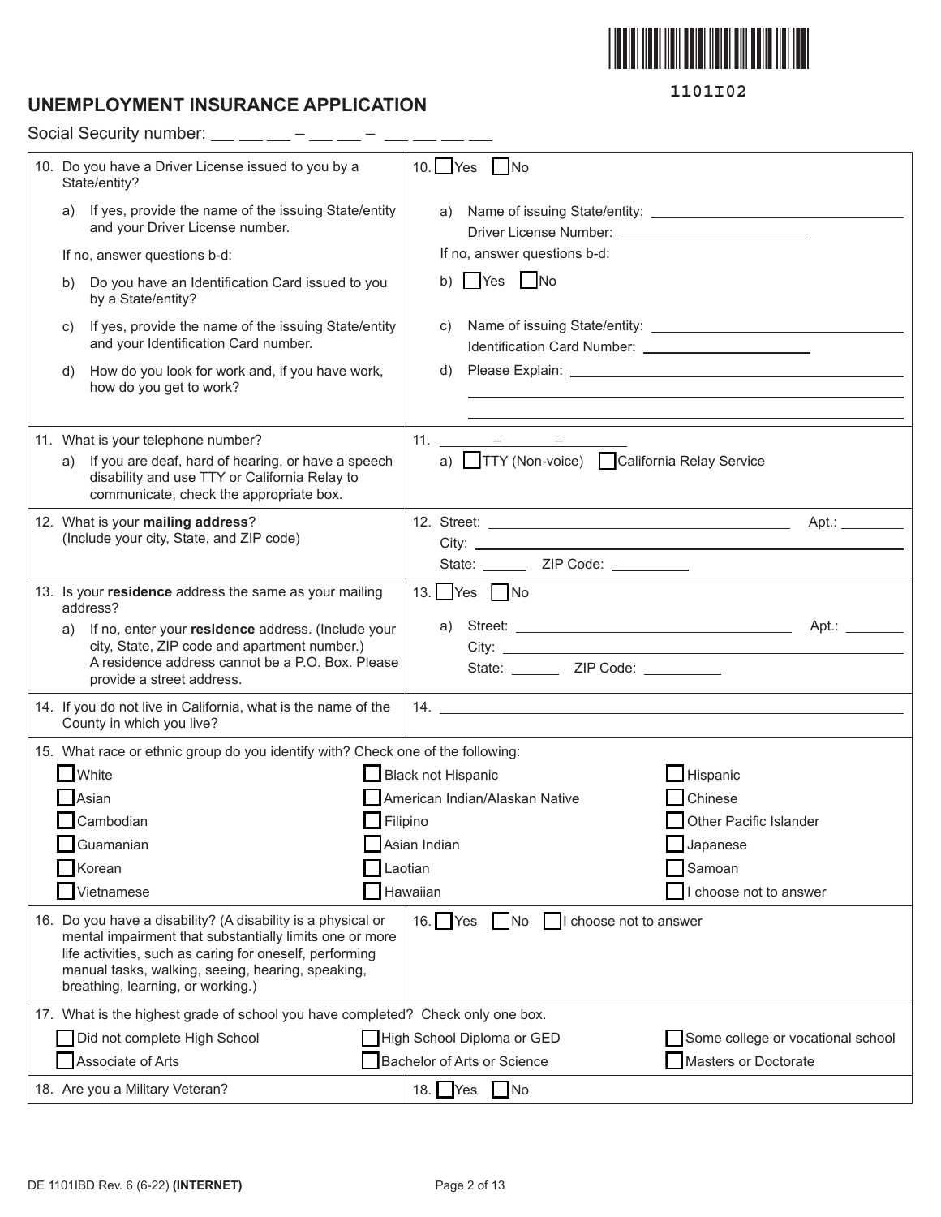1101I02

# UNEMPLOYMENT INSURANCE APPLICATION

Social Security number: ___ ___ ___ – ___ ___ – ___ ___ ___ ___

| Question | Answer |
|---|---|
| 10. Do you have a Driver License issued to you by a State/entity? | 10. ☐ Yes ☐ No |
| a) If yes, provide the name of the issuing State/entity and your Driver License number. | a) Name of issuing State/entity: ______________ Driver License Number: ______________ |
| If no, answer questions b-d: | If no, answer questions b-d: |
| b) Do you have an Identification Card issued to you by a State/entity? | b) ☐ Yes ☐ No |
| c) If yes, provide the name of the issuing State/entity and your Identification Card number. | c) Name of issuing State/entity: ______________ Identification Card Number: ______________ |
| d) How do you look for work and, if you have work, how do you get to work? | d) Please Explain: ______________ |
| 11. What is your telephone number? | 11. ____ – ____ – ____ |
| a) If you are deaf, hard of hearing, or have a speech disability and use TTY or California Relay to communicate, check the appropriate box. | a) ☐ TTY (Non-voice) ☐ California Relay Service |
| 12. What is your **mailing address**? (Include your city, State, and ZIP code) | 12. Street: ______________ Apt.: ______ City: ______________ State: ______ ZIP Code: ______ |
| 13. Is your **residence** address the same as your mailing address? | 13. ☐ Yes ☐ No |
| a) If no, enter your **residence** address. (Include your city, State, ZIP code and apartment number.) A residence address cannot be a P.O. Box. Please provide a street address. | a) Street: ______________ Apt.: ______ City: ______________ State: ______ ZIP Code: ______ |
| 14. If you do not live in California, what is the name of the County in which you live? | 14. ______________ |

15. What race or ethnic group do you identify with? Check one of the following:

| | | |
|---|---|---|
| ☐ White | ☐ Black not Hispanic | ☐ Hispanic |
| ☐ Asian | ☐ American Indian/Alaskan Native | ☐ Chinese |
| ☐ Cambodian | ☐ Filipino | ☐ Other Pacific Islander |
| ☐ Guamanian | ☐ Asian Indian | ☐ Japanese |
| ☐ Korean | ☐ Laotian | ☐ Samoan |
| ☐ Vietnamese | ☐ Hawaiian | ☐ I choose not to answer |

| Question | Answer |
|---|---|
| 16. Do you have a disability? (A disability is a physical or mental impairment that substantially limits one or more life activities, such as caring for oneself, performing manual tasks, walking, seeing, hearing, speaking, breathing, learning, or working.) | 16. ☐ Yes ☐ No ☐ I choose not to answer |

17. What is the highest grade of school you have completed? Check only one box.

| | | |
|---|---|---|
| ☐ Did not complete High School | ☐ High School Diploma or GED | ☐ Some college or vocational school |
| ☐ Associate of Arts | ☐ Bachelor of Arts or Science | ☐ Masters or Doctorate |

| Question | Answer |
|---|---|
| 18. Are you a Military Veteran? | 18. ☐ Yes ☐ No |

DE 1101IBD Rev. 6 (6-22) **(INTERNET)**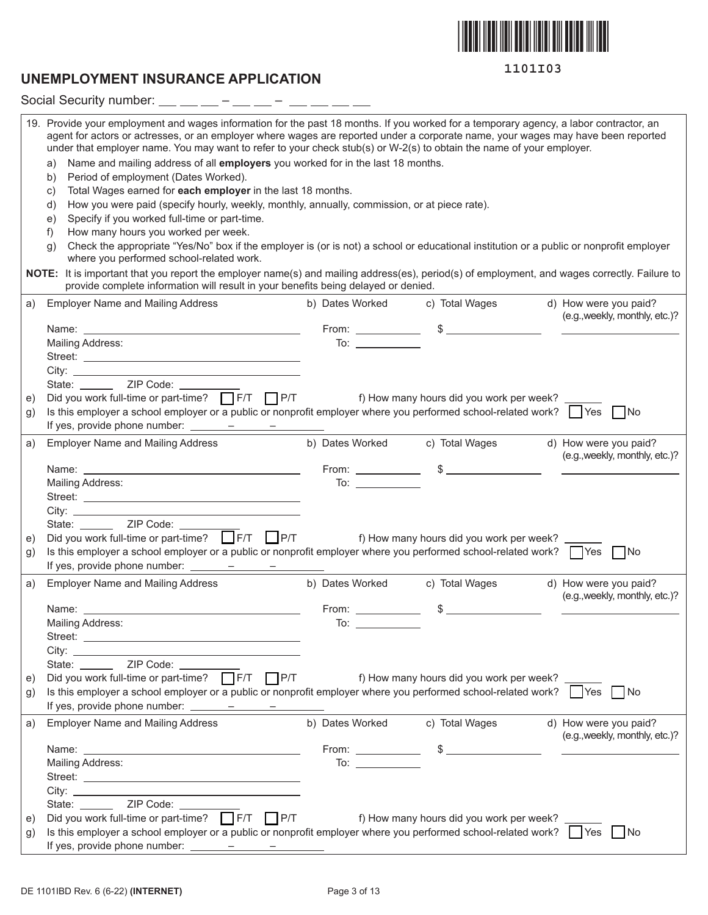1101I03

## UNEMPLOYMENT INSURANCE APPLICATION

Social Security number: ___ ___ ___ – ___ ___ – ___ ___ ___ ___

19. Provide your employment and wages information for the past 18 months. If you worked for a temporary agency, a labor contractor, an agent for actors or actresses, or an employer where wages are reported under a corporate name, your wages may have been reported under that employer name. You may want to refer to your check stub(s) or W-2(s) to obtain the name of your employer.
    a) Name and mailing address of all **employers** you worked for in the last 18 months.
    b) Period of employment (Dates Worked).
    c) Total Wages earned for **each employer** in the last 18 months.
    d) How you were paid (specify hourly, weekly, monthly, annually, commission, or at piece rate).
    e) Specify if you worked full-time or part-time.
    f) How many hours you worked per week.
    g) Check the appropriate "Yes/No" box if the employer is (or is not) a school or educational institution or a public or nonprofit employer where you performed school-related work.

**NOTE:** It is important that you report the employer name(s) and mailing address(es), period(s) of employment, and wages correctly. Failure to provide complete information will result in your benefits being delayed or denied.

---

a) Employer Name and Mailing Address | b) Dates Worked | c) Total Wages | d) How were you paid? (e.g.,weekly, monthly, etc.)?

Name: ______________________ From: __________ $ ______________ ______________

Mailing Address: To: __________

Street: ______________________

City: ______________________

State: ______ ZIP Code: __________

e) Did you work full-time or part-time? ☐ F/T ☐ P/T f) How many hours did you work per week? ______

g) Is this employer a school employer or a public or nonprofit employer where you performed school-related work? ☐ Yes ☐ No

If yes, provide phone number: ______ – ______ – ______

---

a) Employer Name and Mailing Address | b) Dates Worked | c) Total Wages | d) How were you paid? (e.g.,weekly, monthly, etc.)?

Name: ______________________ From: __________ $ ______________ ______________

Mailing Address: To: __________

Street: ______________________

City: ______________________

State: ______ ZIP Code: __________

e) Did you work full-time or part-time? ☐ F/T ☐ P/T f) How many hours did you work per week? ______

g) Is this employer a school employer or a public or nonprofit employer where you performed school-related work? ☐ Yes ☐ No

If yes, provide phone number: ______ – ______ – ______

---

a) Employer Name and Mailing Address | b) Dates Worked | c) Total Wages | d) How were you paid? (e.g.,weekly, monthly, etc.)?

Name: ______________________ From: __________ $ ______________ ______________

Mailing Address: To: __________

Street: ______________________

City: ______________________

State: ______ ZIP Code: __________

e) Did you work full-time or part-time? ☐ F/T ☐ P/T f) How many hours did you work per week? ______

g) Is this employer a school employer or a public or nonprofit employer where you performed school-related work? ☐ Yes ☐ No

If yes, provide phone number: ______ – ______ – ______

---

a) Employer Name and Mailing Address | b) Dates Worked | c) Total Wages | d) How were you paid? (e.g.,weekly, monthly, etc.)?

Name: ______________________ From: __________ $ ______________ ______________

Mailing Address: To: __________

Street: ______________________

City: ______________________

State: ______ ZIP Code: __________

e) Did you work full-time or part-time? ☐ F/T ☐ P/T f) How many hours did you work per week? ______

g) Is this employer a school employer or a public or nonprofit employer where you performed school-related work? ☐ Yes ☐ No

If yes, provide phone number: ______ – ______ – ______

DE 1101IBD Rev. 6 (6-22) **(INTERNET)**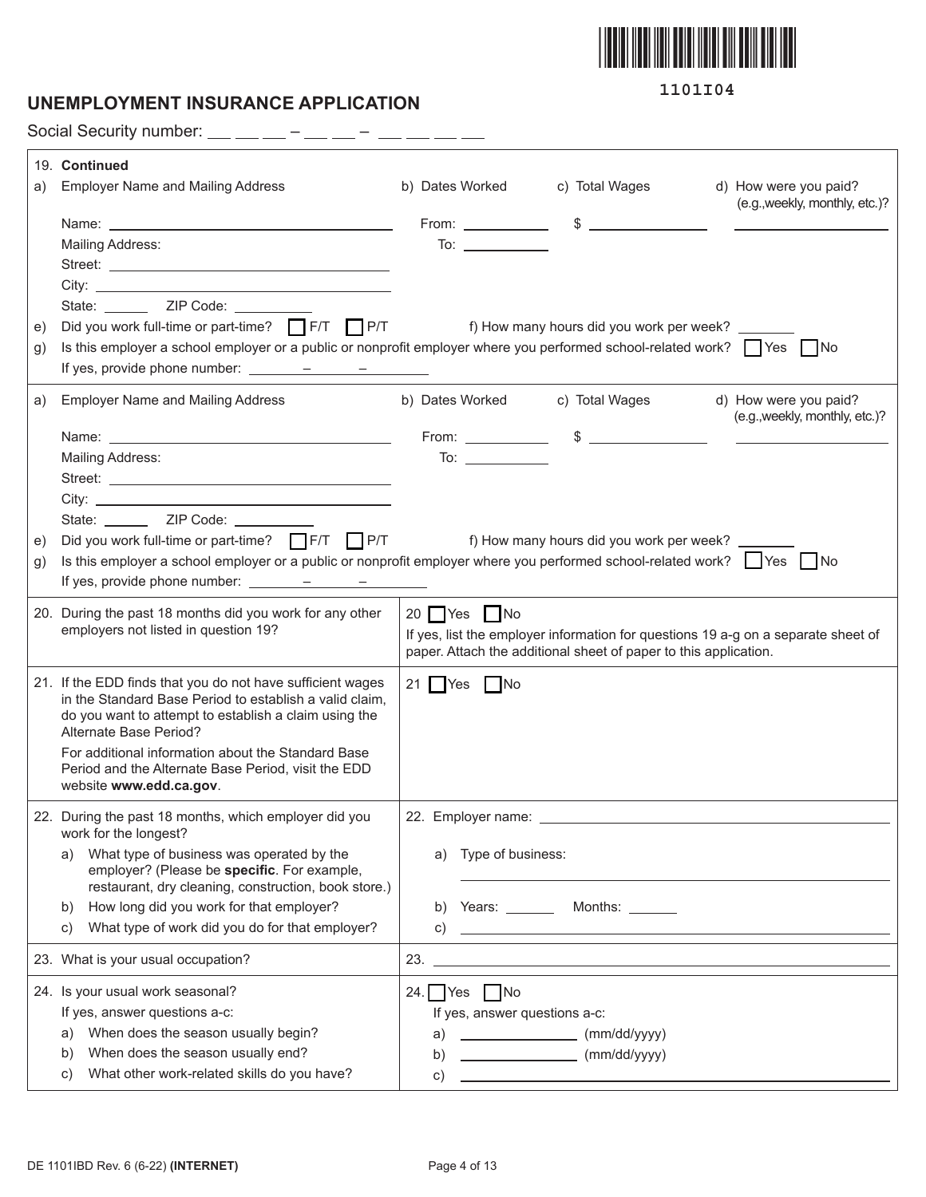1101I04

## UNEMPLOYMENT INSURANCE APPLICATION

Social Security number: ___ ___ ___ – ___ ___ – ___ ___ ___ ___

**19. Continued**

a) Employer Name and Mailing Address

Name: ____________________

Mailing Address:

Street: ____________________

City: ____________________

State: ______ ZIP Code: __________

b) Dates Worked

From: __________

To: __________

c) Total Wages

$ __________

d) How were you paid? (e.g.,weekly, monthly, etc.)? __________

e) Did you work full-time or part-time? ☐ F/T ☐ P/T

f) How many hours did you work per week? _______

g) Is this employer a school employer or a public or nonprofit employer where you performed school-related work? ☐ Yes ☐ No

If yes, provide phone number: _______ – _______ – _______

---

a) Employer Name and Mailing Address

Name: ____________________

Mailing Address:

Street: ____________________

City: ____________________

State: ______ ZIP Code: __________

b) Dates Worked

From: __________

To: __________

c) Total Wages

$ __________

d) How were you paid? (e.g.,weekly, monthly, etc.)? __________

e) Did you work full-time or part-time? ☐ F/T ☐ P/T

f) How many hours did you work per week? _______

g) Is this employer a school employer or a public or nonprofit employer where you performed school-related work? ☐ Yes ☐ No

If yes, provide phone number: _______ – _______ – _______

---

| Question | Response |
|---|---|
| 20. During the past 18 months did you work for any other employers not listed in question 19? | 20 ☐ Yes ☐ No<br>If yes, list the employer information for questions 19 a-g on a separate sheet of paper. Attach the additional sheet of paper to this application. |
| 21. If the EDD finds that you do not have sufficient wages in the Standard Base Period to establish a valid claim, do you want to attempt to establish a claim using the Alternate Base Period?<br>For additional information about the Standard Base Period and the Alternate Base Period, visit the EDD website **www.edd.ca.gov**. | 21 ☐ Yes ☐ No |
| 22. During the past 18 months, which employer did you work for the longest?<br>a) What type of business was operated by the employer? (Please be **specific**. For example, restaurant, dry cleaning, construction, book store.)<br>b) How long did you work for that employer?<br>c) What type of work did you do for that employer? | 22. Employer name: __________<br>a) Type of business: __________<br>b) Years: ______ Months: ______<br>c) __________ |
| 23. What is your usual occupation? | 23. __________ |
| 24. Is your usual work seasonal?<br>If yes, answer questions a-c:<br>a) When does the season usually begin?<br>b) When does the season usually end?<br>c) What other work-related skills do you have? | 24. ☐ Yes ☐ No<br>If yes, answer questions a-c:<br>a) __________ (mm/dd/yyyy)<br>b) __________ (mm/dd/yyyy)<br>c) __________ |

DE 1101IBD Rev. 6 (6-22) **(INTERNET)**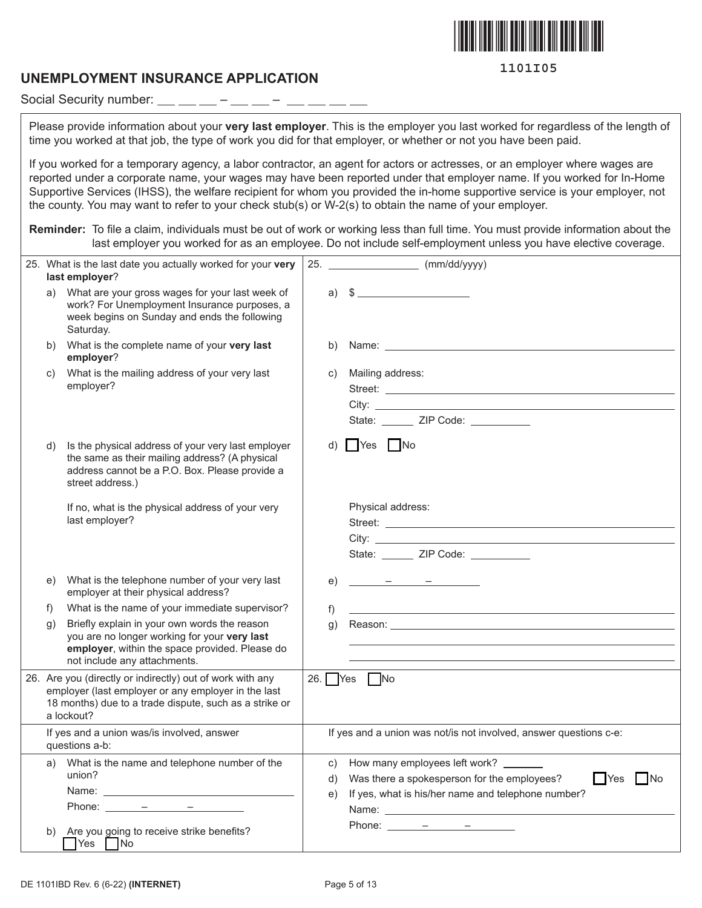1101I05

## UNEMPLOYMENT INSURANCE APPLICATION

Social Security number: ___ ___ ___ – ___ ___ – ___ ___ ___ ___

Please provide information about your **very last employer**. This is the employer you last worked for regardless of the length of time you worked at that job, the type of work you did for that employer, or whether or not you have been paid.

If you worked for a temporary agency, a labor contractor, an agent for actors or actresses, or an employer where wages are reported under a corporate name, your wages may have been reported under that employer name. If you worked for In-Home Supportive Services (IHSS), the welfare recipient for whom you provided the in-home supportive service is your employer, not the county. You may want to refer to your check stub(s) or W-2(s) to obtain the name of your employer.

**Reminder:** To file a claim, individuals must be out of work or working less than full time. You must provide information about the last employer you worked for as an employee. Do not include self-employment unless you have elective coverage.

| Question | Answer |
|---|---|
| 25. What is the last date you actually worked for your **very last employer**? | 25. ______________ (mm/dd/yyyy) |
| a) What are your gross wages for your last week of work? For Unemployment Insurance purposes, a week begins on Sunday and ends the following Saturday. | a) $ ________________ |
| b) What is the complete name of your **very last employer**? | b) Name: ________________ |
| c) What is the mailing address of your very last employer? | c) Mailing address:<br>Street: ________________<br>City: ________________<br>State: ______ ZIP Code: __________ |
| d) Is the physical address of your very last employer the same as their mailing address? (A physical address cannot be a P.O. Box. Please provide a street address.)<br><br>If no, what is the physical address of your very last employer? | d) ☐ Yes ☐ No<br><br>Physical address:<br>Street: ________________<br>City: ________________<br>State: ______ ZIP Code: __________ |
| e) What is the telephone number of your very last employer at their physical address? | e) ______ – ______ – ________ |
| f) What is the name of your immediate supervisor? | f) ________________ |
| g) Briefly explain in your own words the reason you are no longer working for your **very last employer**, within the space provided. Please do not include any attachments. | g) Reason: ________________ |
| 26. Are you (directly or indirectly) out of work with any employer (last employer or any employer in the last 18 months) due to a trade dispute, such as a strike or a lockout? | 26. ☐ Yes ☐ No |
| If yes and a union was/is involved, answer questions a-b: | If yes and a union was not/is not involved, answer questions c-e: |
| a) What is the name and telephone number of the union?<br>Name: ________________<br>Phone: ______ – ______ – ________<br><br>b) Are you going to receive strike benefits?<br>☐ Yes ☐ No | c) How many employees left work? _______<br>d) Was there a spokesperson for the employees? ☐ Yes ☐ No<br>e) If yes, what is his/her name and telephone number?<br>Name: ________________<br>Phone: ______ – ______ – ________ |

DE 1101IBD Rev. 6 (6-22) **(INTERNET)**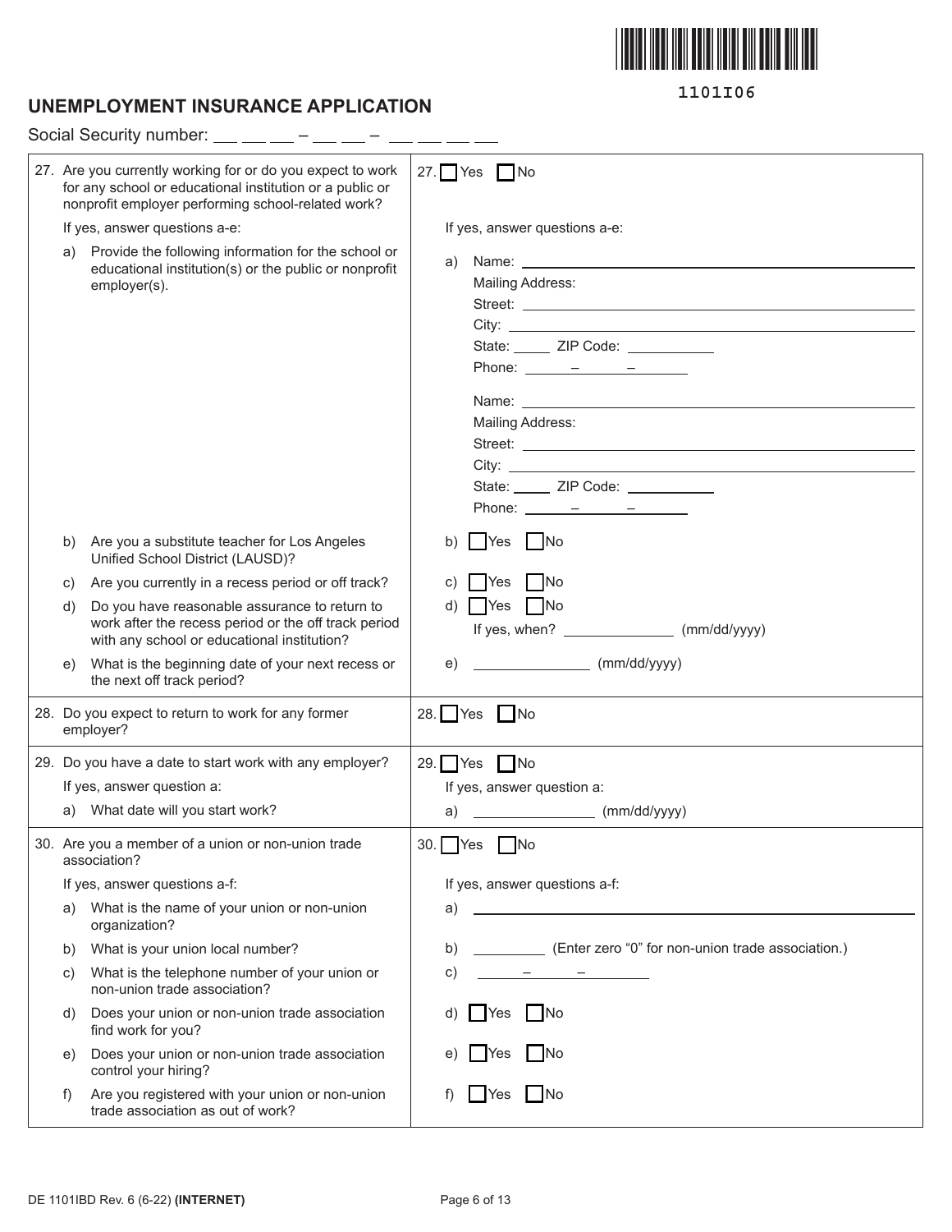1101I06

# UNEMPLOYMENT INSURANCE APPLICATION

Social Security number: ___ ___ ___ – ___ ___ – ___ ___ ___ ___

| Question | Answer |
|---|---|
| 27. Are you currently working for or do you expect to work for any school or educational institution or a public or nonprofit employer performing school-related work? | 27. ☐ Yes ☐ No |
| If yes, answer questions a-e: | If yes, answer questions a-e: |
| a) Provide the following information for the school or educational institution(s) or the public or nonprofit employer(s). | a) Name: ______ <br> Mailing Address: <br> Street: ______ <br> City: ______ <br> State: _____ ZIP Code: ______ <br> Phone: _____ – _____ – _____ <br><br> Name: ______ <br> Mailing Address: <br> Street: ______ <br> City: ______ <br> State: _____ ZIP Code: ______ <br> Phone: _____ – _____ – _____ |
| b) Are you a substitute teacher for Los Angeles Unified School District (LAUSD)? | b) ☐ Yes ☐ No |
| c) Are you currently in a recess period or off track? | c) ☐ Yes ☐ No |
| d) Do you have reasonable assurance to return to work after the recess period or the off track period with any school or educational institution? | d) ☐ Yes ☐ No <br> If yes, when? ______ (mm/dd/yyyy) |
| e) What is the beginning date of your next recess or the next off track period? | e) ______ (mm/dd/yyyy) |
| 28. Do you expect to return to work for any former employer? | 28. ☐ Yes ☐ No |
| 29. Do you have a date to start work with any employer? | 29. ☐ Yes ☐ No |
| If yes, answer question a: | If yes, answer question a: |
| a) What date will you start work? | a) ______ (mm/dd/yyyy) |
| 30. Are you a member of a union or non-union trade association? | 30. ☐ Yes ☐ No |
| If yes, answer questions a-f: | If yes, answer questions a-f: |
| a) What is the name of your union or non-union organization? | a) ______ |
| b) What is your union local number? | b) ______ (Enter zero "0" for non-union trade association.) |
| c) What is the telephone number of your union or non-union trade association? | c) _____ – _____ – _____ |
| d) Does your union or non-union trade association find work for you? | d) ☐ Yes ☐ No |
| e) Does your union or non-union trade association control your hiring? | e) ☐ Yes ☐ No |
| f) Are you registered with your union or non-union trade association as out of work? | f) ☐ Yes ☐ No |

DE 1101IBD Rev. 6 (6-22) **(INTERNET)**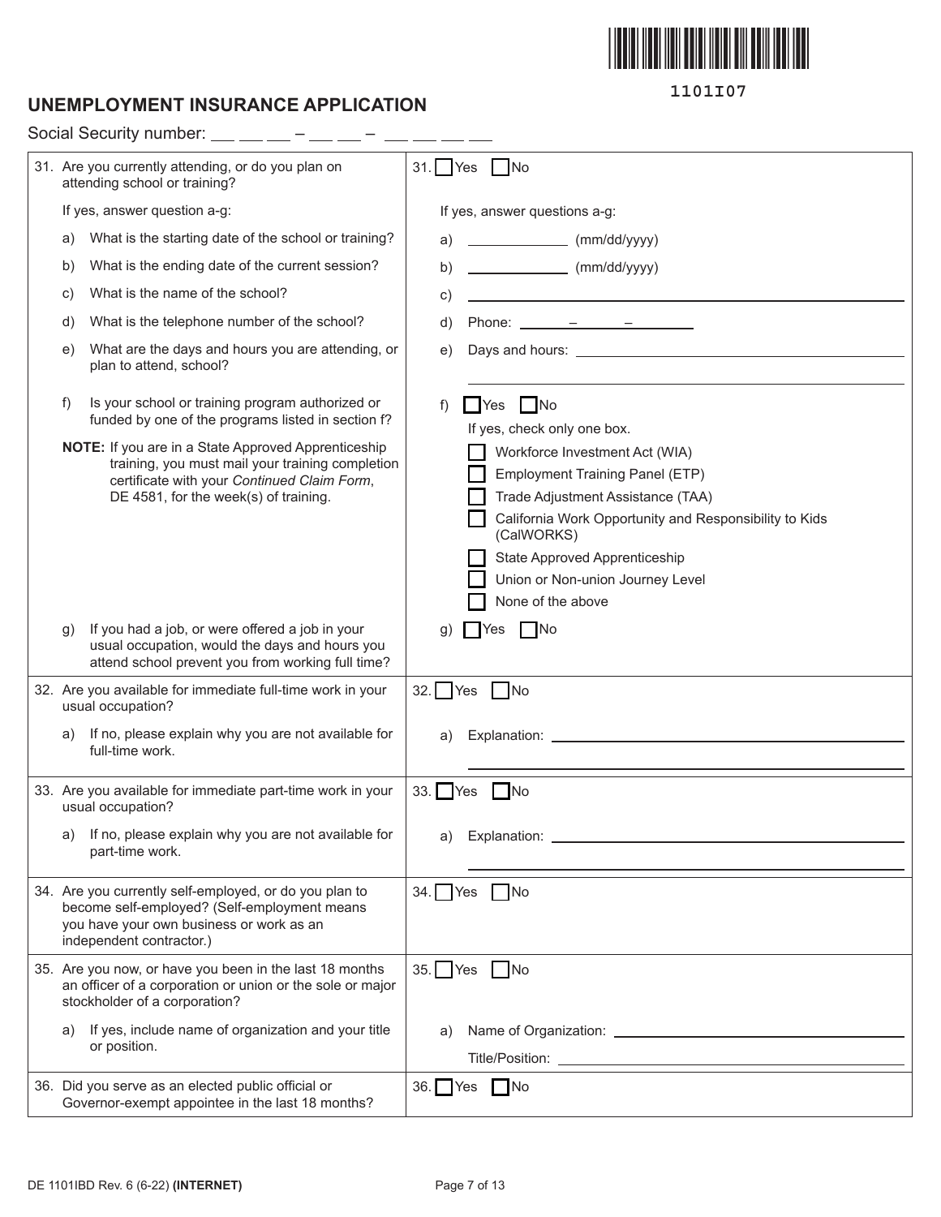1101I07

# UNEMPLOYMENT INSURANCE APPLICATION

Social Security number: ___ ___ ___ – ___ ___ – ___ ___ ___ ___

| Question | Answer |
|---|---|
| 31. Are you currently attending, or do you plan on attending school or training? | 31. ☐ Yes ☐ No |
| If yes, answer question a-g: | If yes, answer questions a-g: |
| a) What is the starting date of the school or training? | a) __________ (mm/dd/yyyy) |
| b) What is the ending date of the current session? | b) __________ (mm/dd/yyyy) |
| c) What is the name of the school? | c) ____________________ |
| d) What is the telephone number of the school? | d) Phone: _____ – _____ – _______ |
| e) What are the days and hours you are attending, or plan to attend, school? | e) Days and hours: ____________________ |
| f) Is your school or training program authorized or funded by one of the programs listed in section f?<br><br>**NOTE:** If you are in a State Approved Apprenticeship training, you must mail your training completion certificate with your *Continued Claim Form*, DE 4581, for the week(s) of training. | f) ☐ Yes ☐ No<br>If yes, check only one box.<br>☐ Workforce Investment Act (WIA)<br>☐ Employment Training Panel (ETP)<br>☐ Trade Adjustment Assistance (TAA)<br>☐ California Work Opportunity and Responsibility to Kids (CalWORKS)<br>☐ State Approved Apprenticeship<br>☐ Union or Non-union Journey Level<br>☐ None of the above |
| g) If you had a job, or were offered a job in your usual occupation, would the days and hours you attend school prevent you from working full time? | g) ☐ Yes ☐ No |
| 32. Are you available for immediate full-time work in your usual occupation? | 32. ☐ Yes ☐ No |
| a) If no, please explain why you are not available for full-time work. | a) Explanation: ____________________ |
| 33. Are you available for immediate part-time work in your usual occupation? | 33. ☐ Yes ☐ No |
| a) If no, please explain why you are not available for part-time work. | a) Explanation: ____________________ |
| 34. Are you currently self-employed, or do you plan to become self-employed? (Self-employment means you have your own business or work as an independent contractor.) | 34. ☐ Yes ☐ No |
| 35. Are you now, or have you been in the last 18 months an officer of a corporation or union or the sole or major stockholder of a corporation? | 35. ☐ Yes ☐ No |
| a) If yes, include name of organization and your title or position. | a) Name of Organization: ____________________<br>Title/Position: ____________________ |
| 36. Did you serve as an elected public official or Governor-exempt appointee in the last 18 months? | 36. ☐ Yes ☐ No |

DE 1101IBD Rev. 6 (6-22) **(INTERNET)**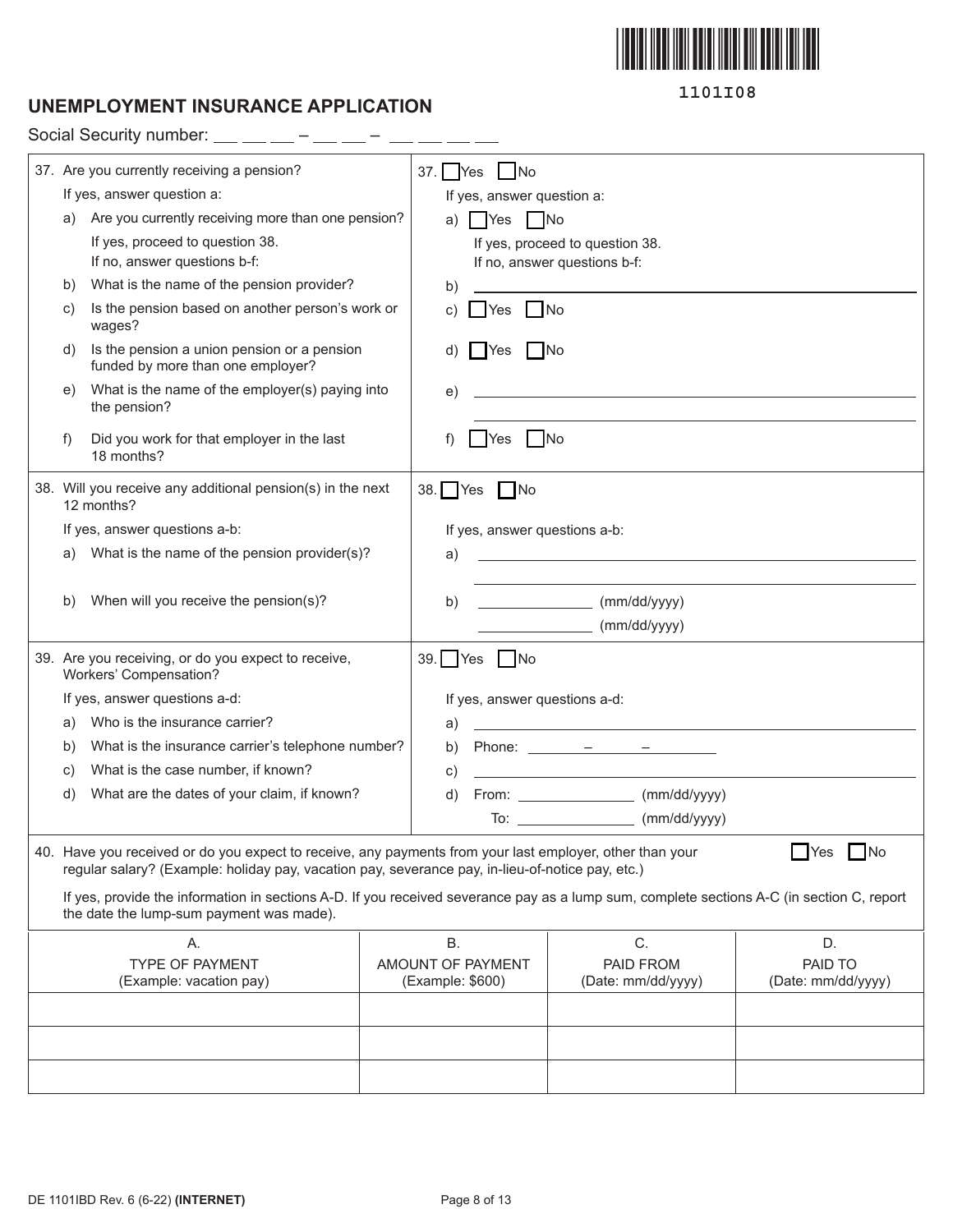1101I08

# UNEMPLOYMENT INSURANCE APPLICATION

Social Security number: ___ ___ ___ – ___ ___ – ___ ___ ___ ___

| Question | Answer |
|---|---|
| 37. Are you currently receiving a pension?<br>If yes, answer question a:<br>a) Are you currently receiving more than one pension?<br>If yes, proceed to question 38.<br>If no, answer questions b-f:<br>b) What is the name of the pension provider?<br>c) Is the pension based on another person's work or wages?<br>d) Is the pension a union pension or a pension funded by more than one employer?<br>e) What is the name of the employer(s) paying into the pension?<br>f) Did you work for that employer in the last 18 months? | 37. ☐ Yes ☐ No<br>If yes, answer question a:<br>a) ☐ Yes ☐ No<br>If yes, proceed to question 38.<br>If no, answer questions b-f:<br>b) ______________________<br>c) ☐ Yes ☐ No<br>d) ☐ Yes ☐ No<br>e) ______________________<br>f) ☐ Yes ☐ No |
| 38. Will you receive any additional pension(s) in the next 12 months?<br>If yes, answer questions a-b:<br>a) What is the name of the pension provider(s)?<br>b) When will you receive the pension(s)? | 38. ☐ Yes ☐ No<br>If yes, answer questions a-b:<br>a) ______________________<br>b) __________ (mm/dd/yyyy)<br>__________ (mm/dd/yyyy) |
| 39. Are you receiving, or do you expect to receive, Workers' Compensation?<br>If yes, answer questions a-d:<br>a) Who is the insurance carrier?<br>b) What is the insurance carrier's telephone number?<br>c) What is the case number, if known?<br>d) What are the dates of your claim, if known? | 39. ☐ Yes ☐ No<br>If yes, answer questions a-d:<br>a) ______________________<br>b) Phone: _____ – _____ – _____<br>c) ______________________<br>d) From: __________ (mm/dd/yyyy)<br>To: __________ (mm/dd/yyyy) |

40. Have you received or do you expect to receive, any payments from your last employer, other than your regular salary? (Example: holiday pay, vacation pay, severance pay, in-lieu-of-notice pay, etc.) ☐ Yes ☐ No

If yes, provide the information in sections A-D. If you received severance pay as a lump sum, complete sections A-C (in section C, report the date the lump-sum payment was made).

| A.<br>TYPE OF PAYMENT<br>(Example: vacation pay) | B.<br>AMOUNT OF PAYMENT<br>(Example: $600) | C.<br>PAID FROM<br>(Date: mm/dd/yyyy) | D.<br>PAID TO<br>(Date: mm/dd/yyyy) |
|---|---|---|---|
| | | | |
| | | | |
| | | | |

DE 1101IBD Rev. 6 (6-22) **(INTERNET)**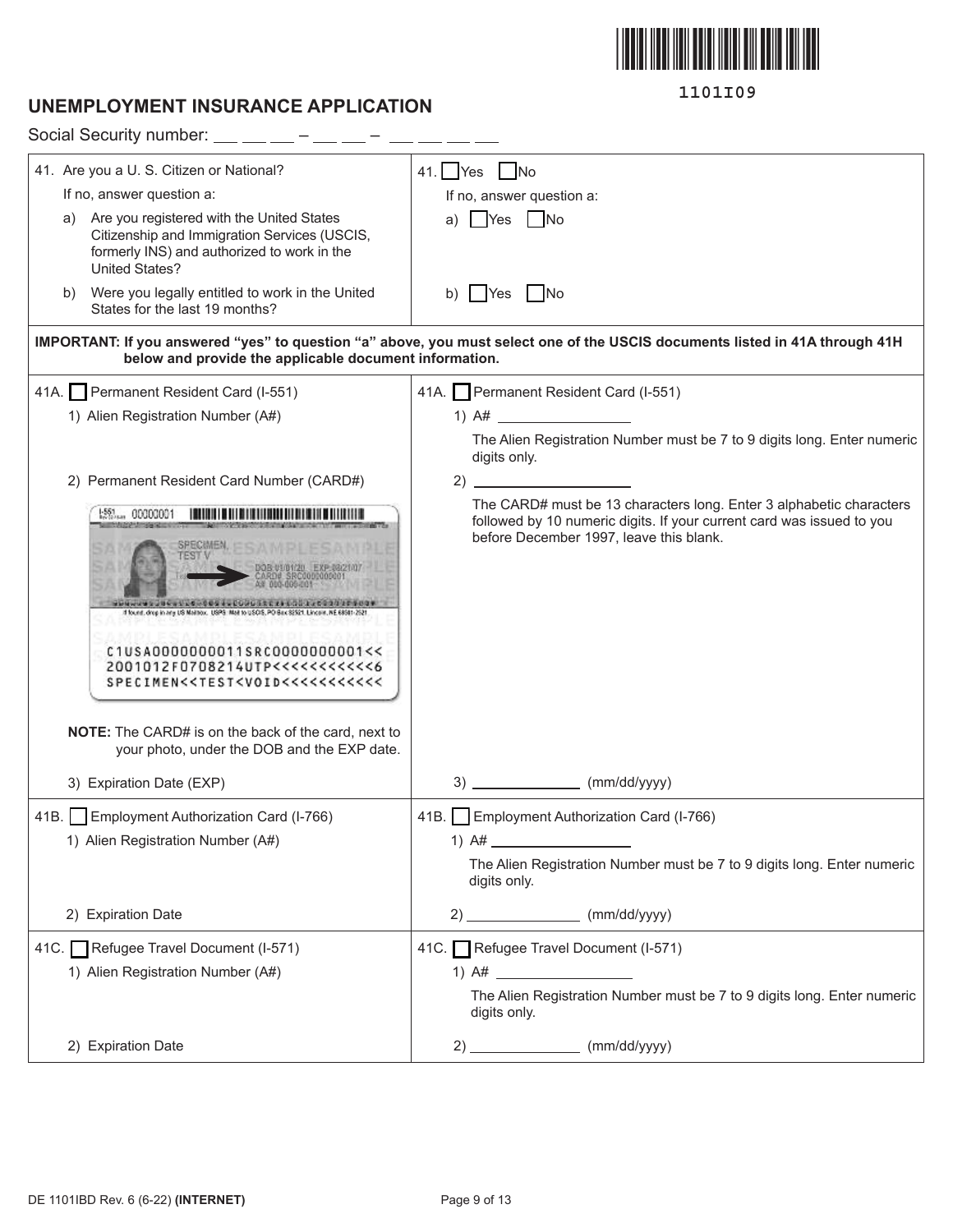1101I09

# UNEMPLOYMENT INSURANCE APPLICATION

Social Security number: ___ ___ ___ – ___ ___ – ___ ___ ___ ___

| | |
|---|---|
| 41. Are you a U. S. Citizen or National?<br>If no, answer question a:<br>a) Are you registered with the United States Citizenship and Immigration Services (USCIS, formerly INS) and authorized to work in the United States?<br>b) Were you legally entitled to work in the United States for the last 19 months? | 41. ☐ Yes ☐ No<br>If no, answer question a:<br>a) ☐ Yes ☐ No<br>b) ☐ Yes ☐ No |

**IMPORTANT: If you answered "yes" to question "a" above, you must select one of the USCIS documents listed in 41A through 41H below and provide the applicable document information.**

| | |
|---|---|
| 41A. ☐ Permanent Resident Card (I-551)<br>1) Alien Registration Number (A#)<br>2) Permanent Resident Card Number (CARD#)<br>**NOTE:** The CARD# is on the back of the card, next to your photo, under the DOB and the EXP date.<br>3) Expiration Date (EXP) | 41A. ☐ Permanent Resident Card (I-551)<br>1) A# ______________<br>The Alien Registration Number must be 7 to 9 digits long. Enter numeric digits only.<br>2) ______________<br>The CARD# must be 13 characters long. Enter 3 alphabetic characters followed by 10 numeric digits. If your current card was issued to you before December 1997, leave this blank.<br>3) ______________ (mm/dd/yyyy) |
| 41B. ☐ Employment Authorization Card (I-766)<br>1) Alien Registration Number (A#)<br>2) Expiration Date | 41B. ☐ Employment Authorization Card (I-766)<br>1) A# ______________<br>The Alien Registration Number must be 7 to 9 digits long. Enter numeric digits only.<br>2) ______________ (mm/dd/yyyy) |
| 41C. ☐ Refugee Travel Document (I-571)<br>1) Alien Registration Number (A#)<br>2) Expiration Date | 41C. ☐ Refugee Travel Document (I-571)<br>1) A# ______________<br>The Alien Registration Number must be 7 to 9 digits long. Enter numeric digits only.<br>2) ______________ (mm/dd/yyyy) |

DE 1101IBD Rev. 6 (6-22) **(INTERNET)**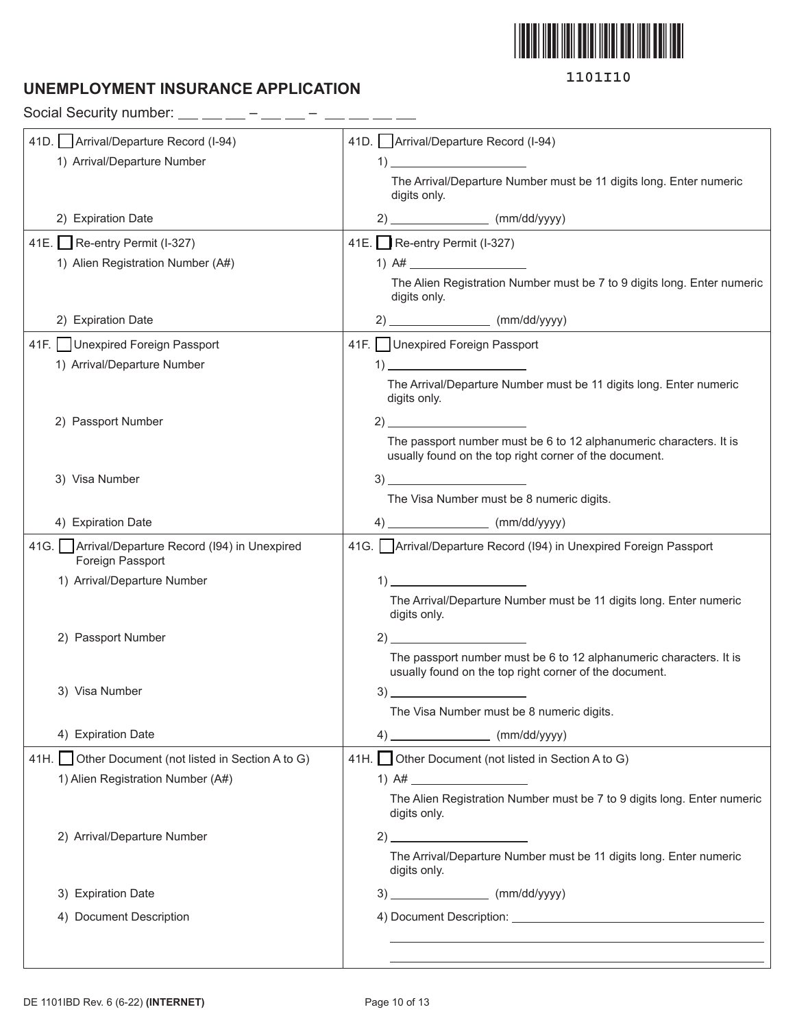1101I10

# UNEMPLOYMENT INSURANCE APPLICATION

Social Security number: ___ ___ ___ – ___ ___ – ___ ___ ___ ___

| | |
|---|---|
| 41D. ☐ Arrival/Departure Record (I-94)<br>1) Arrival/Departure Number<br>2) Expiration Date | 41D. ☐ Arrival/Departure Record (I-94)<br>1) ____________________<br>The Arrival/Departure Number must be 11 digits long. Enter numeric digits only.<br>2) ______________ (mm/dd/yyyy) |
| 41E. ☐ Re-entry Permit (I-327)<br>1) Alien Registration Number (A#)<br>2) Expiration Date | 41E. ☐ Re-entry Permit (I-327)<br>1) A# __________________<br>The Alien Registration Number must be 7 to 9 digits long. Enter numeric digits only.<br>2) ______________ (mm/dd/yyyy) |
| 41F. ☐ Unexpired Foreign Passport<br>1) Arrival/Departure Number<br>2) Passport Number<br>3) Visa Number<br>4) Expiration Date | 41F. ☐ Unexpired Foreign Passport<br>1) ____________________<br>The Arrival/Departure Number must be 11 digits long. Enter numeric digits only.<br>2) ____________________<br>The passport number must be 6 to 12 alphanumeric characters. It is usually found on the top right corner of the document.<br>3) ____________________<br>The Visa Number must be 8 numeric digits.<br>4) ______________ (mm/dd/yyyy) |
| 41G. ☐ Arrival/Departure Record (I94) in Unexpired Foreign Passport<br>1) Arrival/Departure Number<br>2) Passport Number<br>3) Visa Number<br>4) Expiration Date | 41G. ☐ Arrival/Departure Record (I94) in Unexpired Foreign Passport<br>1) ____________________<br>The Arrival/Departure Number must be 11 digits long. Enter numeric digits only.<br>2) ____________________<br>The passport number must be 6 to 12 alphanumeric characters. It is usually found on the top right corner of the document.<br>3) ____________________<br>The Visa Number must be 8 numeric digits.<br>4) ______________ (mm/dd/yyyy) |
| 41H. ☐ Other Document (not listed in Section A to G)<br>1) Alien Registration Number (A#)<br>2) Arrival/Departure Number<br>3) Expiration Date<br>4) Document Description | 41H. ☐ Other Document (not listed in Section A to G)<br>1) A# __________________<br>The Alien Registration Number must be 7 to 9 digits long. Enter numeric digits only.<br>2) ____________________<br>The Arrival/Departure Number must be 11 digits long. Enter numeric digits only.<br>3) ______________ (mm/dd/yyyy)<br>4) Document Description: ______________________________<br>________________________________________<br>________________________________________ |

DE 1101IBD Rev. 6 (6-22) **(INTERNET)**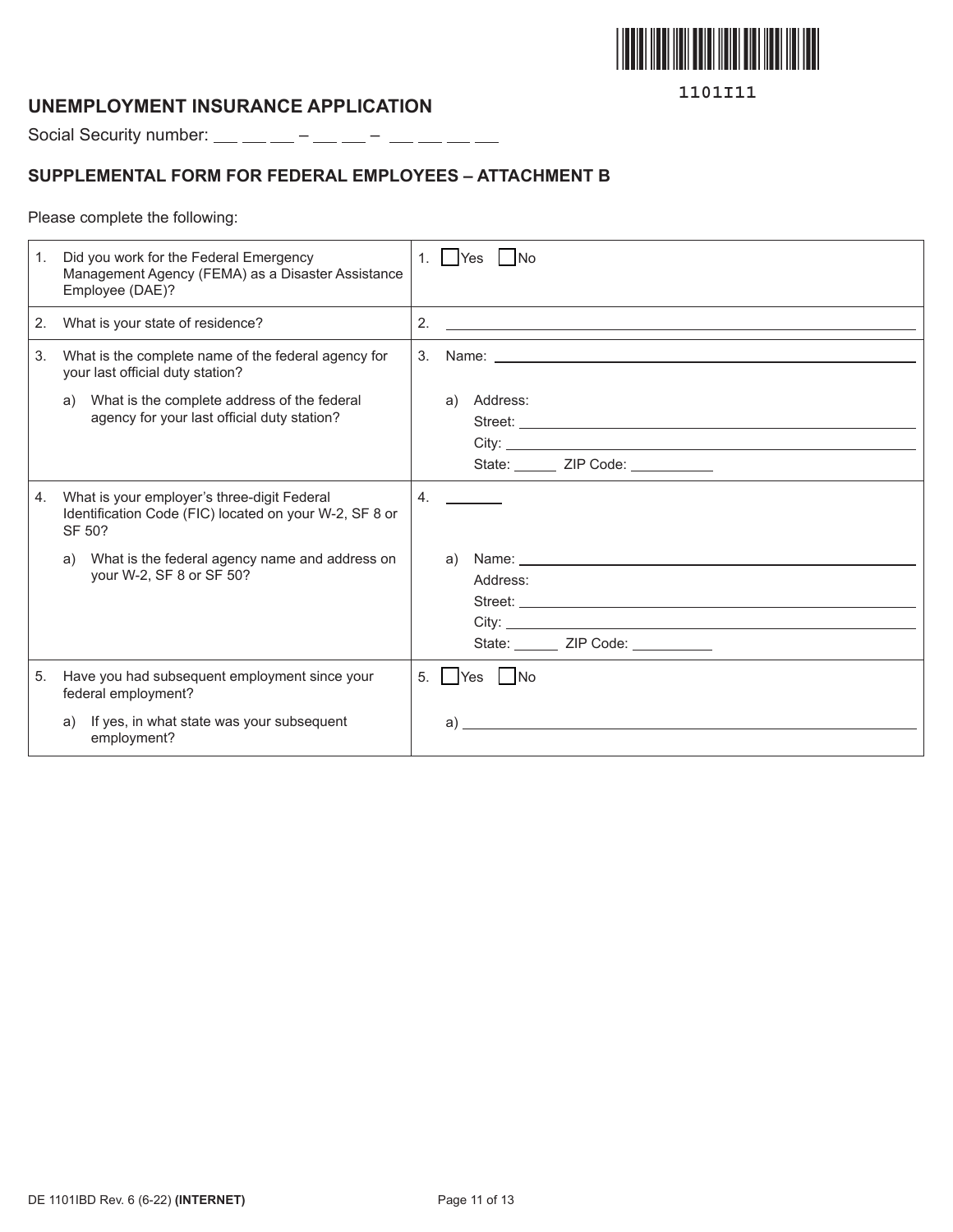1101I11

## UNEMPLOYMENT INSURANCE APPLICATION

Social Security number: ___ ___ ___ – ___ ___ – ___ ___ ___ ___

### SUPPLEMENTAL FORM FOR FEDERAL EMPLOYEES – ATTACHMENT B

Please complete the following:

| Question | Answer |
|---|---|
| 1. Did you work for the Federal Emergency Management Agency (FEMA) as a Disaster Assistance Employee (DAE)? | 1. ☐ Yes ☐ No |
| 2. What is your state of residence? | 2. ____________________ |
| 3. What is the complete name of the federal agency for your last official duty station?<br>a) What is the complete address of the federal agency for your last official duty station? | 3. Name: ____________________<br>a) Address:<br>Street: ____________________<br>City: ____________________<br>State: ______ ZIP Code: __________ |
| 4. What is your employer's three-digit Federal Identification Code (FIC) located on your W-2, SF 8 or SF 50?<br>a) What is the federal agency name and address on your W-2, SF 8 or SF 50? | 4. _______<br>a) Name: ____________________<br>Address:<br>Street: ____________________<br>City: ____________________<br>State: ______ ZIP Code: __________ |
| 5. Have you had subsequent employment since your federal employment?<br>a) If yes, in what state was your subsequent employment? | 5. ☐ Yes ☐ No<br>a) ____________________ |

DE 1101IBD Rev. 6 (6-22) **(INTERNET)**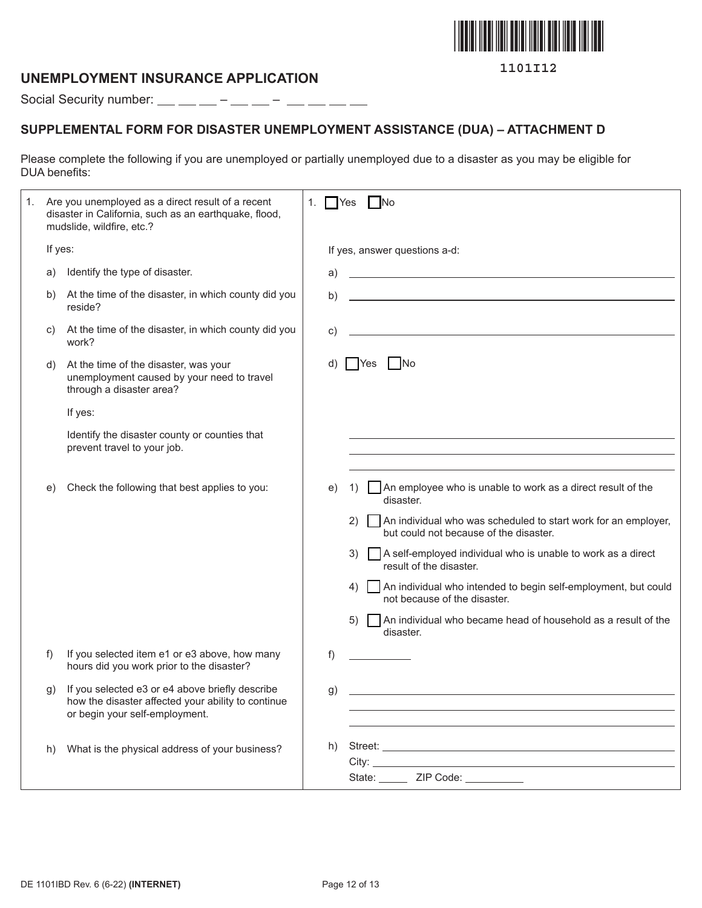1101I12

# UNEMPLOYMENT INSURANCE APPLICATION

Social Security number: ___ ___ ___ – ___ ___ – ___ ___ ___ ___

## SUPPLEMENTAL FORM FOR DISASTER UNEMPLOYMENT ASSISTANCE (DUA) – ATTACHMENT D

Please complete the following if you are unemployed or partially unemployed due to a disaster as you may be eligible for DUA benefits:

| Question | Answer |
|---|---|
| 1. Are you unemployed as a direct result of a recent disaster in California, such as an earthquake, flood, mudslide, wildfire, etc.? | 1. ☐ Yes ☐ No |
| If yes: | If yes, answer questions a-d: |
| a) Identify the type of disaster. | a) ______________________ |
| b) At the time of the disaster, in which county did you reside? | b) ______________________ |
| c) At the time of the disaster, in which county did you work? | c) ______________________ |
| d) At the time of the disaster, was your unemployment caused by your need to travel through a disaster area? | d) ☐ Yes ☐ No |
| If yes: Identify the disaster county or counties that prevent travel to your job. | ______________________ |
| e) Check the following that best applies to you: | e) 1) ☐ An employee who is unable to work as a direct result of the disaster.<br>2) ☐ An individual who was scheduled to start work for an employer, but could not because of the disaster.<br>3) ☐ A self-employed individual who is unable to work as a direct result of the disaster.<br>4) ☐ An individual who intended to begin self-employment, but could not because of the disaster.<br>5) ☐ An individual who became head of household as a result of the disaster. |
| f) If you selected item e1 or e3 above, how many hours did you work prior to the disaster? | f) __________ |
| g) If you selected e3 or e4 above briefly describe how the disaster affected your ability to continue or begin your self-employment. | g) ______________________ |
| h) What is the physical address of your business? | h) Street: ______________________<br>City: ______________________<br>State: _____ ZIP Code: __________ |

DE 1101IBD Rev. 6 (6-22) **(INTERNET)**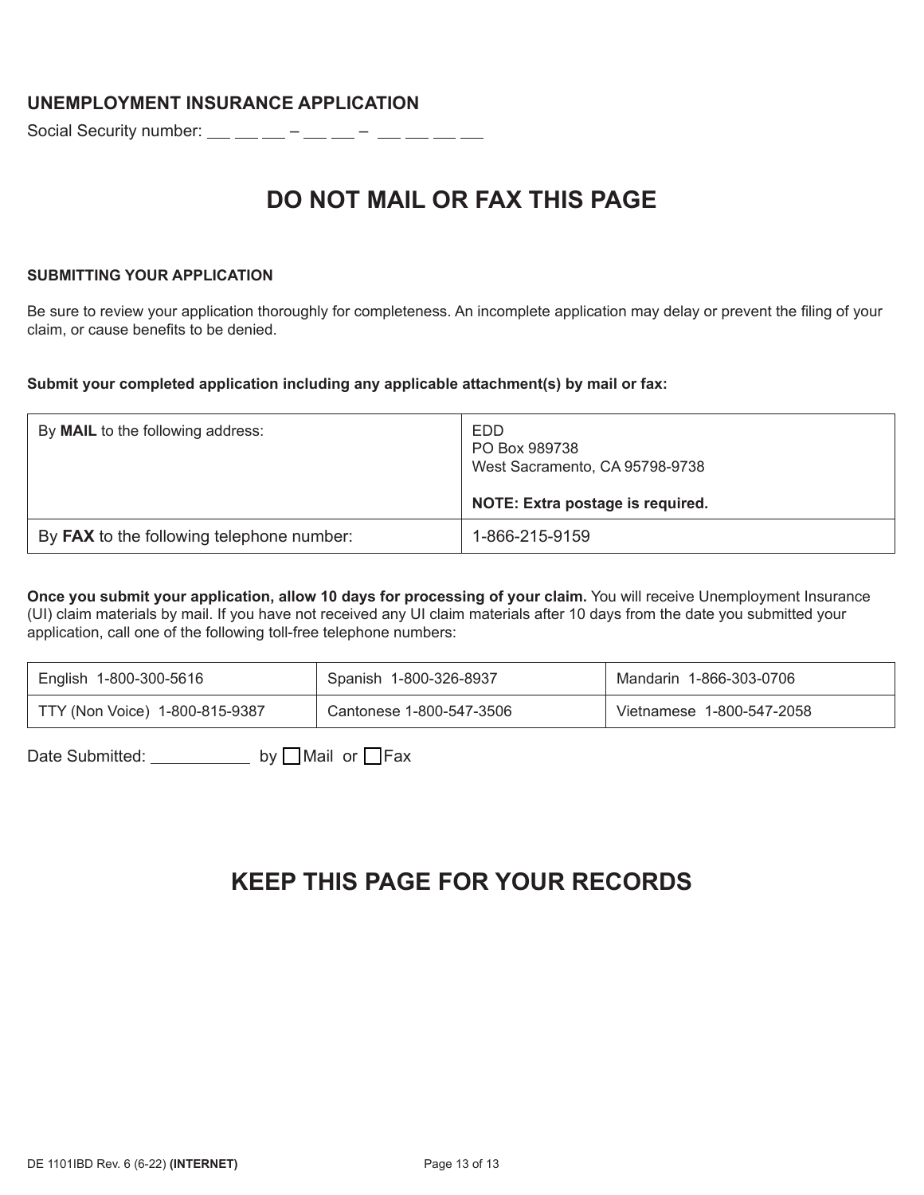## UNEMPLOYMENT INSURANCE APPLICATION

Social Security number: ___ ___ ___ – ___ ___ – ___ ___ ___ ___

# DO NOT MAIL OR FAX THIS PAGE

### SUBMITTING YOUR APPLICATION

Be sure to review your application thoroughly for completeness. An incomplete application may delay or prevent the filing of your claim, or cause benefits to be denied.

**Submit your completed application including any applicable attachment(s) by mail or fax:**

| | |
|---|---|
| By **MAIL** to the following address: | EDD<br>PO Box 989738<br>West Sacramento, CA 95798-9738<br><br>**NOTE: Extra postage is required.** |
| By **FAX** to the following telephone number: | 1-866-215-9159 |

**Once you submit your application, allow 10 days for processing of your claim.** You will receive Unemployment Insurance (UI) claim materials by mail. If you have not received any UI claim materials after 10 days from the date you submitted your application, call one of the following toll-free telephone numbers:

| | | |
|---|---|---|
| English 1-800-300-5616 | Spanish 1-800-326-8937 | Mandarin 1-866-303-0706 |
| TTY (Non Voice) 1-800-815-9387 | Cantonese 1-800-547-3506 | Vietnamese 1-800-547-2058 |

Date Submitted: ___________ by ☐ Mail or ☐ Fax

# KEEP THIS PAGE FOR YOUR RECORDS

DE 1101IBD Rev. 6 (6-22) **(INTERNET)**